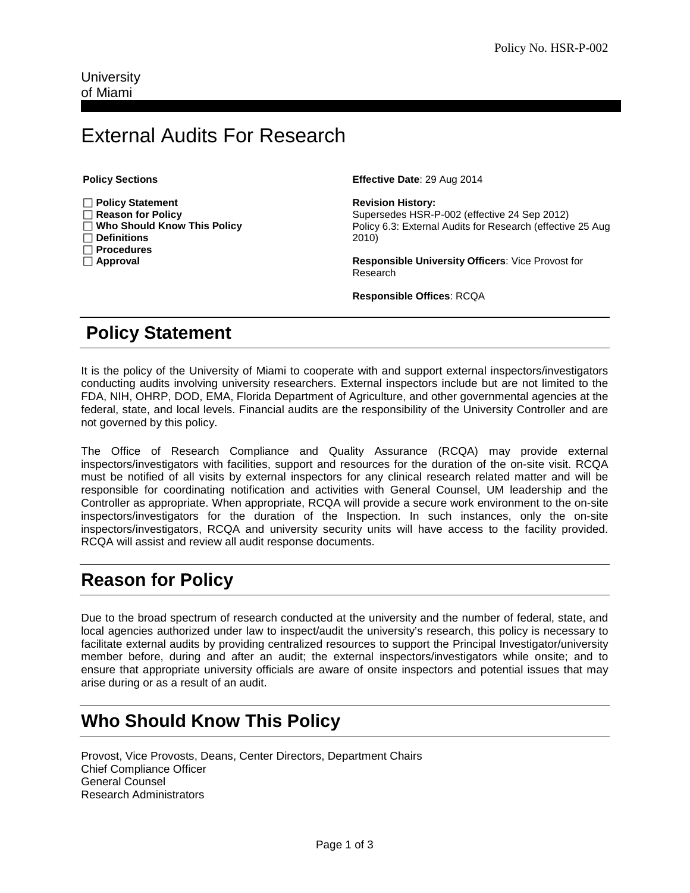University
of Miami

# External Audits For Research

**Policy Sections**

- ☐ **Policy Statement**
- ☐ **Reason for Policy**
- ☐ **Who Should Know This Policy**
- ☐ **Definitions**
- ☐ **Procedures**
- ☐ **Approval**

**Effective Date**: 29 Aug 2014

**Revision History:**
Supersedes HSR-P-002 (effective 24 Sep 2012)
Policy 6.3: External Audits for Research (effective 25 Aug 2010)

**Responsible University Officers**: Vice Provost for Research

**Responsible Offices**: RCQA

## Policy Statement

It is the policy of the University of Miami to cooperate with and support external inspectors/investigators conducting audits involving university researchers. External inspectors include but are not limited to the FDA, NIH, OHRP, DOD, EMA, Florida Department of Agriculture, and other governmental agencies at the federal, state, and local levels. Financial audits are the responsibility of the University Controller and are not governed by this policy.

The Office of Research Compliance and Quality Assurance (RCQA) may provide external inspectors/investigators with facilities, support and resources for the duration of the on-site visit. RCQA must be notified of all visits by external inspectors for any clinical research related matter and will be responsible for coordinating notification and activities with General Counsel, UM leadership and the Controller as appropriate. When appropriate, RCQA will provide a secure work environment to the on-site inspectors/investigators for the duration of the Inspection. In such instances, only the on-site inspectors/investigators, RCQA and university security units will have access to the facility provided. RCQA will assist and review all audit response documents.

## Reason for Policy

Due to the broad spectrum of research conducted at the university and the number of federal, state, and local agencies authorized under law to inspect/audit the university's research, this policy is necessary to facilitate external audits by providing centralized resources to support the Principal Investigator/university member before, during and after an audit; the external inspectors/investigators while onsite; and to ensure that appropriate university officials are aware of onsite inspectors and potential issues that may arise during or as a result of an audit.

## Who Should Know This Policy

Provost, Vice Provosts, Deans, Center Directors, Department Chairs
Chief Compliance Officer
General Counsel
Research Administrators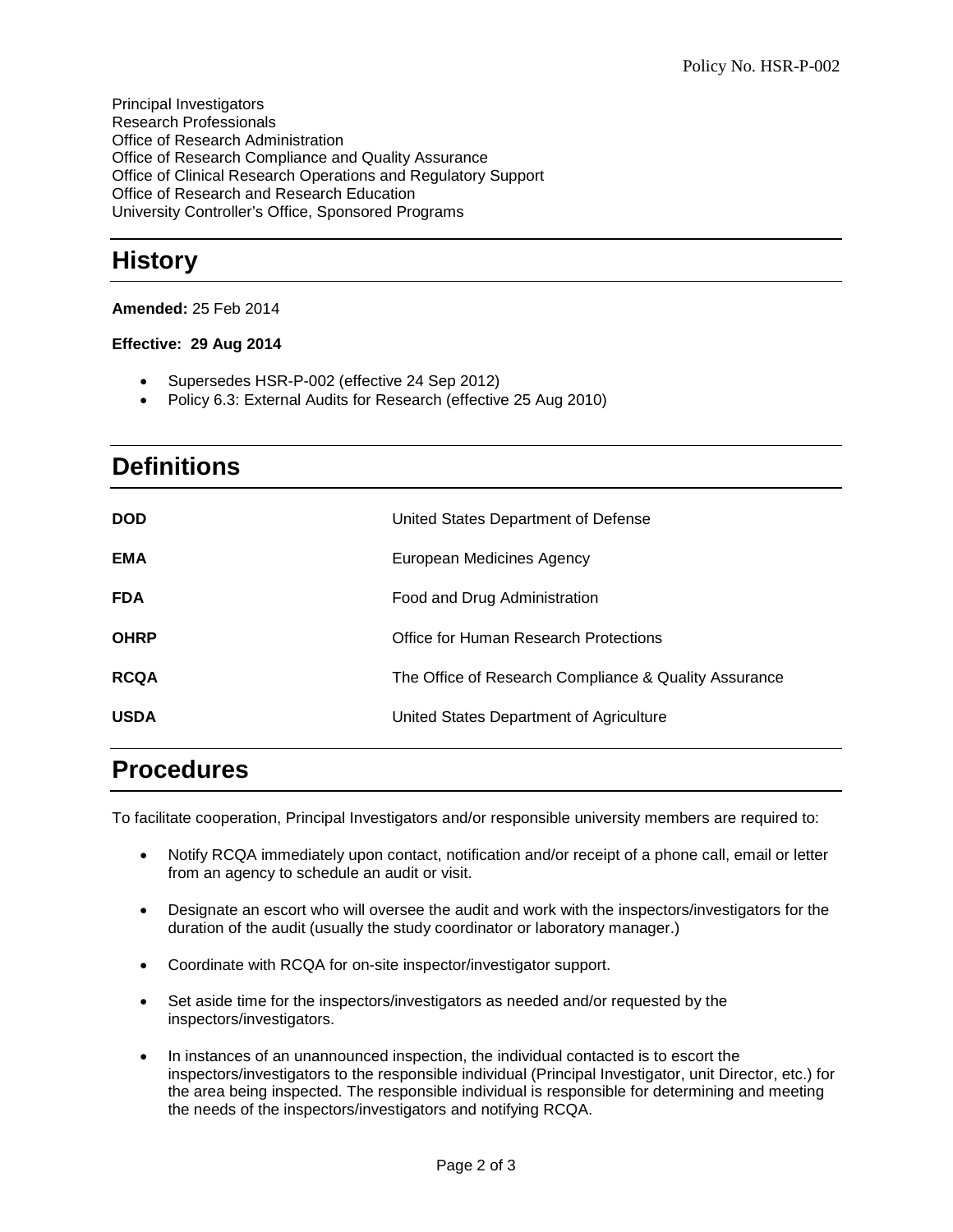Principal Investigators
Research Professionals
Office of Research Administration
Office of Research Compliance and Quality Assurance
Office of Clinical Research Operations and Regulatory Support
Office of Research and Research Education
University Controller's Office, Sponsored Programs

## History

**Amended:** 25 Feb 2014

**Effective: 29 Aug 2014**

- Supersedes HSR-P-002 (effective 24 Sep 2012)
- Policy 6.3: External Audits for Research (effective 25 Aug 2010)

## Definitions

| | |
|---|---|
| **DOD** | United States Department of Defense |
| **EMA** | European Medicines Agency |
| **FDA** | Food and Drug Administration |
| **OHRP** | Office for Human Research Protections |
| **RCQA** | The Office of Research Compliance & Quality Assurance |
| **USDA** | United States Department of Agriculture |

## Procedures

To facilitate cooperation, Principal Investigators and/or responsible university members are required to:

- Notify RCQA immediately upon contact, notification and/or receipt of a phone call, email or letter from an agency to schedule an audit or visit.
- Designate an escort who will oversee the audit and work with the inspectors/investigators for the duration of the audit (usually the study coordinator or laboratory manager.)
- Coordinate with RCQA for on-site inspector/investigator support.
- Set aside time for the inspectors/investigators as needed and/or requested by the inspectors/investigators.
- In instances of an unannounced inspection, the individual contacted is to escort the inspectors/investigators to the responsible individual (Principal Investigator, unit Director, etc.) for the area being inspected. The responsible individual is responsible for determining and meeting the needs of the inspectors/investigators and notifying RCQA.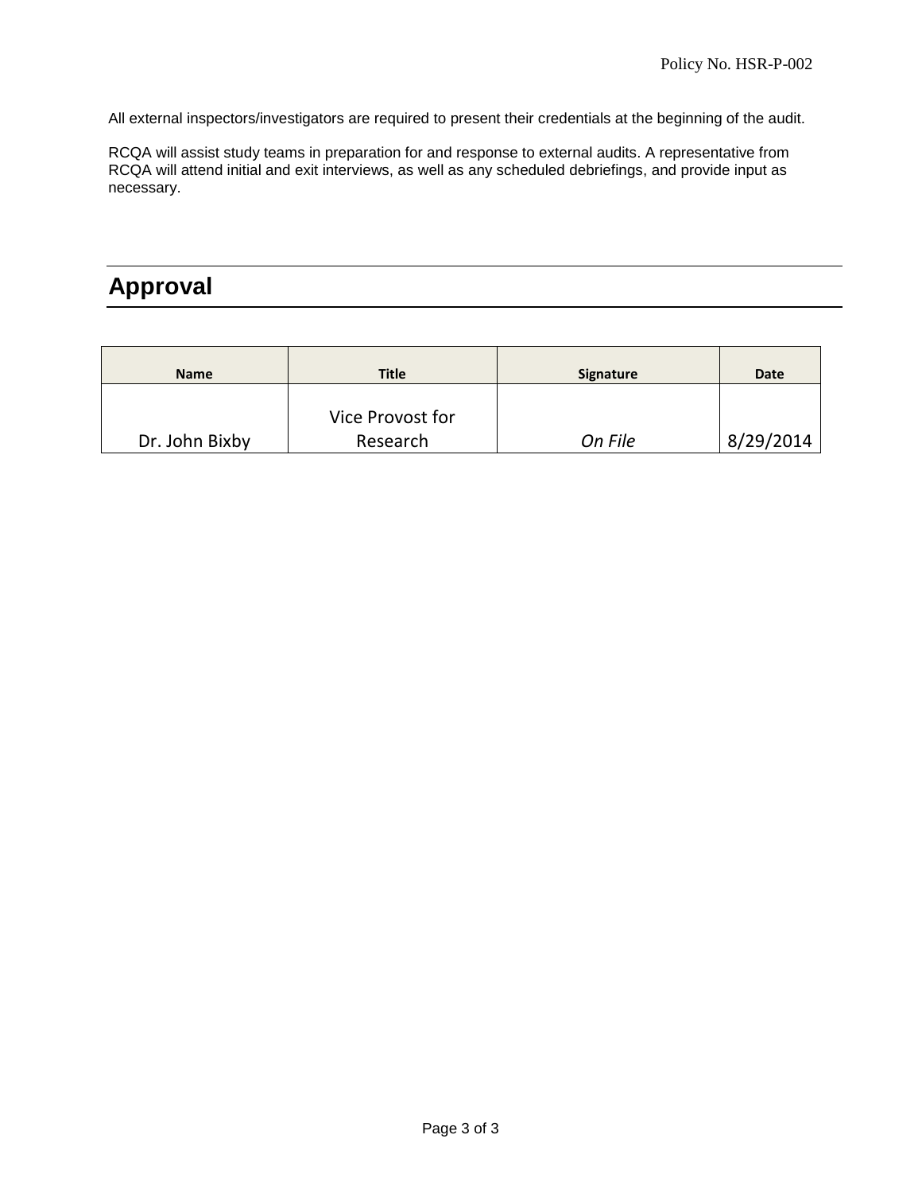All external inspectors/investigators are required to present their credentials at the beginning of the audit.

RCQA will assist study teams in preparation for and response to external audits. A representative from RCQA will attend initial and exit interviews, as well as any scheduled debriefings, and provide input as necessary.

## Approval

| Name | Title | Signature | Date |
|---|---|---|---|
| Dr. John Bixby | Vice Provost for Research | *On File* | 8/29/2014 |